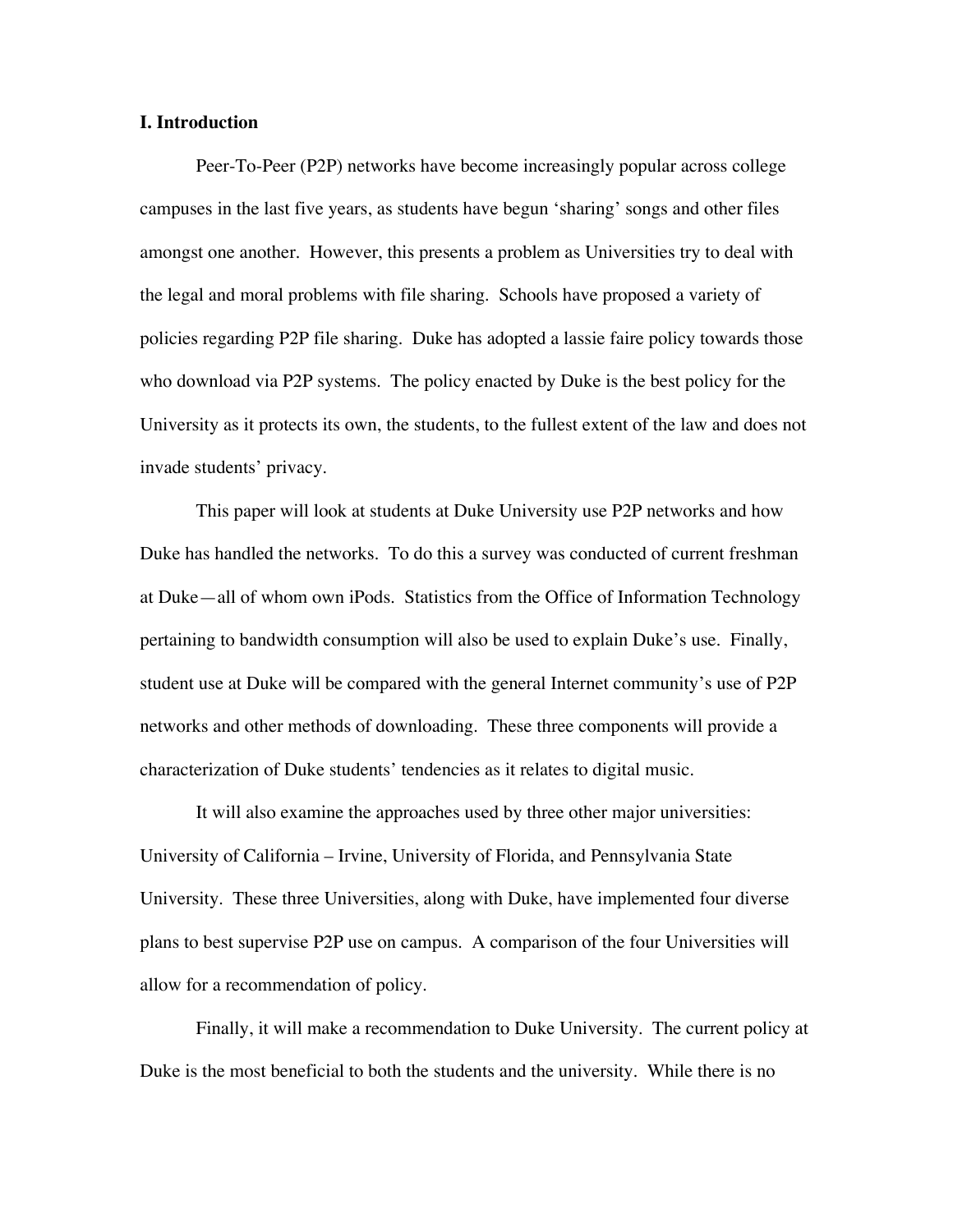**I. Introduction**

Peer-To-Peer (P2P) networks have become increasingly popular across college campuses in the last five years, as students have begun 'sharing' songs and other files amongst one another. However, this presents a problem as Universities try to deal with the legal and moral problems with file sharing. Schools have proposed a variety of policies regarding P2P file sharing. Duke has adopted a lassie faire policy towards those who download via P2P systems. The policy enacted by Duke is the best policy for the University as it protects its own, the students, to the fullest extent of the law and does not invade students' privacy.

This paper will look at students at Duke University use P2P networks and how Duke has handled the networks. To do this a survey was conducted of current freshman at Duke—all of whom own iPods. Statistics from the Office of Information Technology pertaining to bandwidth consumption will also be used to explain Duke's use. Finally, student use at Duke will be compared with the general Internet community's use of P2P networks and other methods of downloading. These three components will provide a characterization of Duke students' tendencies as it relates to digital music.

It will also examine the approaches used by three other major universities: University of California – Irvine, University of Florida, and Pennsylvania State University. These three Universities, along with Duke, have implemented four diverse plans to best supervise P2P use on campus. A comparison of the four Universities will allow for a recommendation of policy.

Finally, it will make a recommendation to Duke University. The current policy at Duke is the most beneficial to both the students and the university. While there is no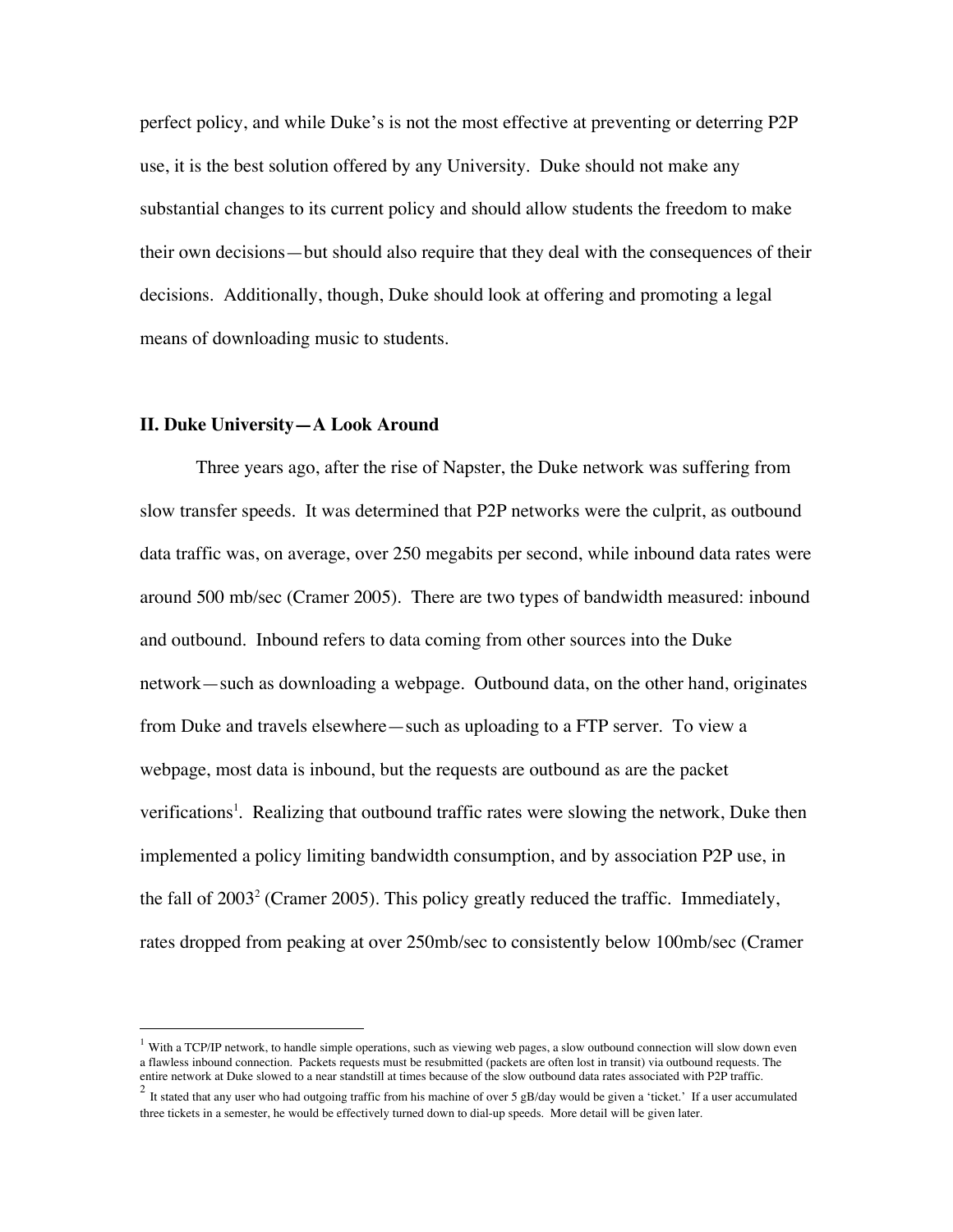perfect policy, and while Duke's is not the most effective at preventing or deterring P2P use, it is the best solution offered by any University. Duke should not make any substantial changes to its current policy and should allow students the freedom to make their own decisions—but should also require that they deal with the consequences of their decisions. Additionally, though, Duke should look at offering and promoting a legal means of downloading music to students.

## II. Duke University—A Look Around

Three years ago, after the rise of Napster, the Duke network was suffering from slow transfer speeds. It was determined that P2P networks were the culprit, as outbound data traffic was, on average, over 250 megabits per second, while inbound data rates were around 500 mb/sec (Cramer 2005). There are two types of bandwidth measured: inbound and outbound. Inbound refers to data coming from other sources into the Duke network—such as downloading a webpage. Outbound data, on the other hand, originates from Duke and travels elsewhere—such as uploading to a FTP server. To view a webpage, most data is inbound, but the requests are outbound as are the packet verifications[1]. Realizing that outbound traffic rates were slowing the network, Duke then implemented a policy limiting bandwidth consumption, and by association P2P use, in the fall of 2003[2] (Cramer 2005). This policy greatly reduced the traffic. Immediately, rates dropped from peaking at over 250mb/sec to consistently below 100mb/sec (Cramer

---

[1] With a TCP/IP network, to handle simple operations, such as viewing web pages, a slow outbound connection will slow down even a flawless inbound connection. Packets requests must be resubmitted (packets are often lost in transit) via outbound requests. The entire network at Duke slowed to a near standstill at times because of the slow outbound data rates associated with P2P traffic.

[2] It stated that any user who had outgoing traffic from his machine of over 5 gB/day would be given a 'ticket.' If a user accumulated three tickets in a semester, he would be effectively turned down to dial-up speeds. More detail will be given later.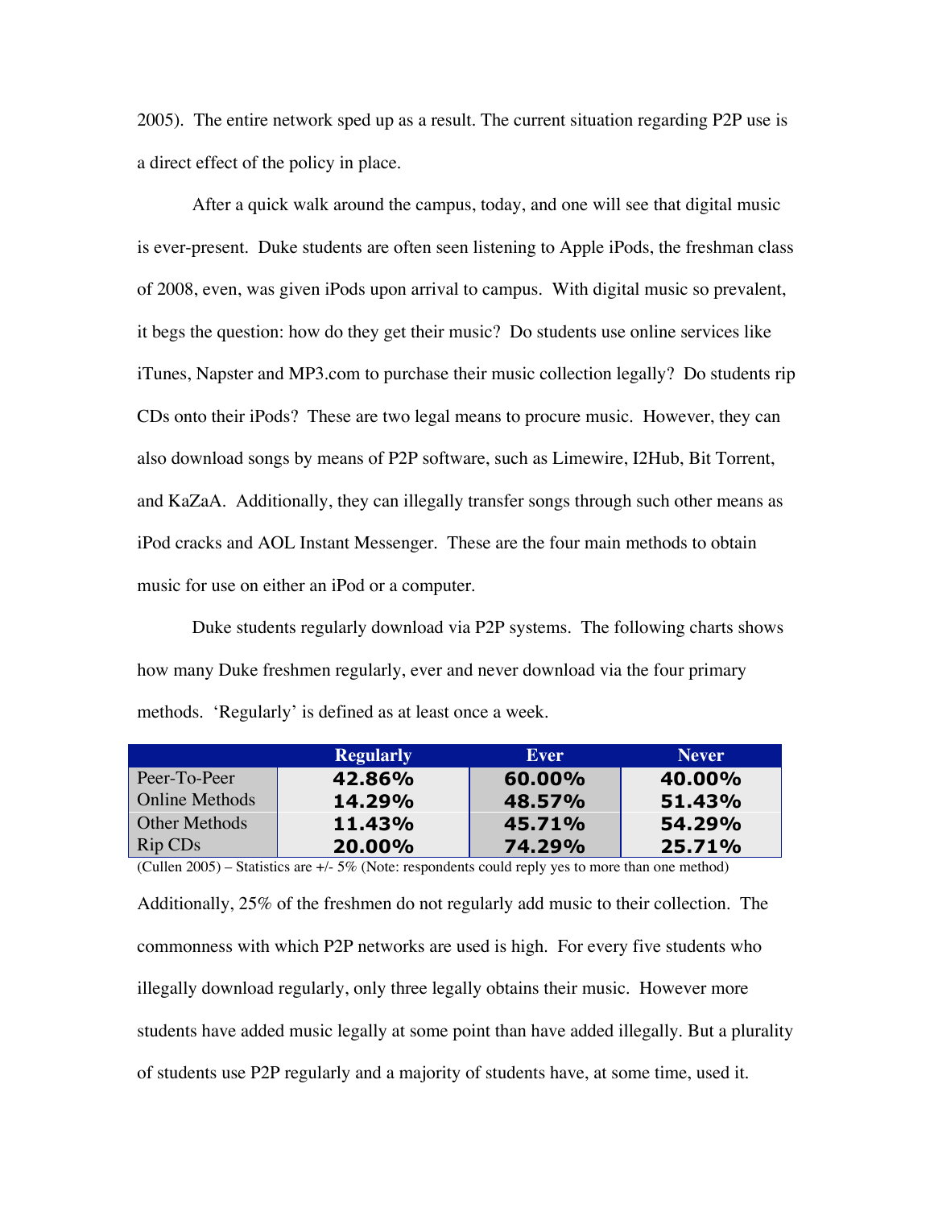2005). The entire network sped up as a result. The current situation regarding P2P use is a direct effect of the policy in place.

After a quick walk around the campus, today, and one will see that digital music is ever-present. Duke students are often seen listening to Apple iPods, the freshman class of 2008, even, was given iPods upon arrival to campus. With digital music so prevalent, it begs the question: how do they get their music? Do students use online services like iTunes, Napster and MP3.com to purchase their music collection legally? Do students rip CDs onto their iPods? These are two legal means to procure music. However, they can also download songs by means of P2P software, such as Limewire, I2Hub, Bit Torrent, and KaZaA. Additionally, they can illegally transfer songs through such other means as iPod cracks and AOL Instant Messenger. These are the four main methods to obtain music for use on either an iPod or a computer.

Duke students regularly download via P2P systems. The following charts shows how many Duke freshmen regularly, ever and never download via the four primary methods. 'Regularly' is defined as at least once a week.

| | Regularly | Ever | Never |
|---|---|---|---|
| Peer-To-Peer | **42.86%** | **60.00%** | **40.00%** |
| Online Methods | **14.29%** | **48.57%** | **51.43%** |
| Other Methods | **11.43%** | **45.71%** | **54.29%** |
| Rip CDs | **20.00%** | **74.29%** | **25.71%** |

(Cullen 2005) – Statistics are +/- 5% (Note: respondents could reply yes to more than one method)

Additionally, 25% of the freshmen do not regularly add music to their collection. The commonness with which P2P networks are used is high. For every five students who illegally download regularly, only three legally obtains their music. However more students have added music legally at some point than have added illegally. But a plurality of students use P2P regularly and a majority of students have, at some time, used it.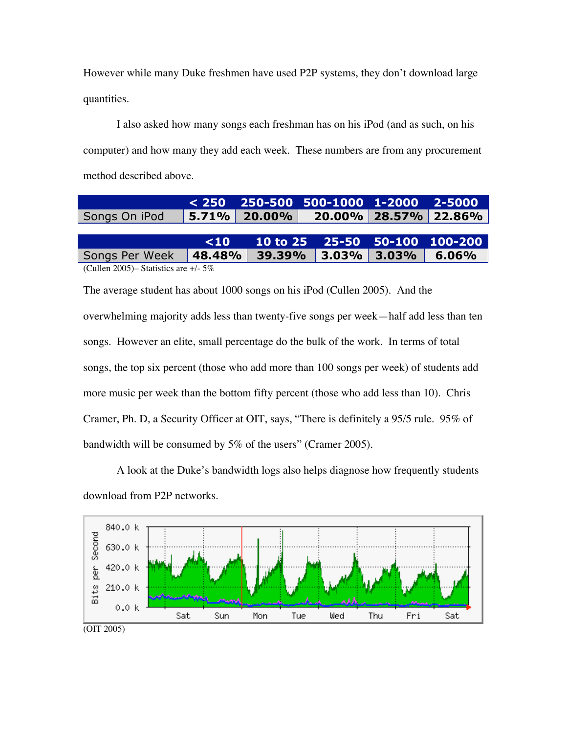However while many Duke freshmen have used P2P systems, they don't download large quantities.

I also asked how many songs each freshman has on his iPod (and as such, on his computer) and how many they add each week. These numbers are from any procurement method described above.

| | < 250 | 250-500 | 500-1000 | 1-2000 | 2-5000 |
|---|---|---|---|---|---|
| Songs On iPod | 5.71% | 20.00% | 20.00% | 28.57% | 22.86% |

| | <10 | 10 to 25 | 25-50 | 50-100 | 100-200 |
|---|---|---|---|---|---|
| Songs Per Week | 48.48% | 39.39% | 3.03% | 3.03% | 6.06% |

(Cullen 2005)– Statistics are +/- 5%

The average student has about 1000 songs on his iPod (Cullen 2005). And the overwhelming majority adds less than twenty-five songs per week—half add less than ten songs. However an elite, small percentage do the bulk of the work. In terms of total songs, the top six percent (those who add more than 100 songs per week) of students add more music per week than the bottom fifty percent (those who add less than 10). Chris Cramer, Ph. D, a Security Officer at OIT, says, "There is definitely a 95/5 rule. 95% of bandwidth will be consumed by 5% of the users" (Cramer 2005).

A look at the Duke's bandwidth logs also helps diagnose how frequently students download from P2P networks.

(OIT 2005)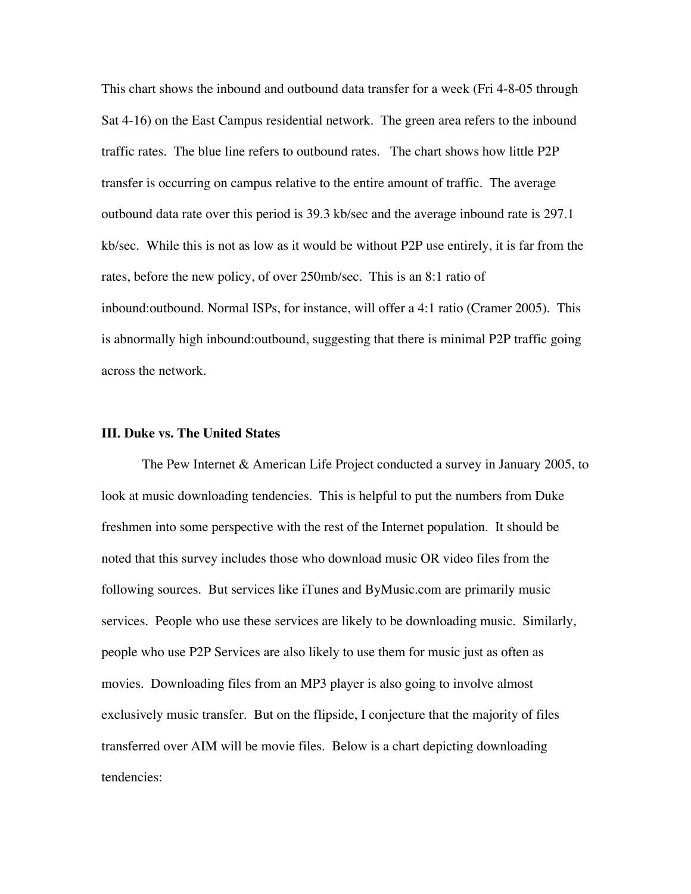This chart shows the inbound and outbound data transfer for a week (Fri 4-8-05 through Sat 4-16) on the East Campus residential network. The green area refers to the inbound traffic rates. The blue line refers to outbound rates. The chart shows how little P2P transfer is occurring on campus relative to the entire amount of traffic. The average outbound data rate over this period is 39.3 kb/sec and the average inbound rate is 297.1 kb/sec. While this is not as low as it would be without P2P use entirely, it is far from the rates, before the new policy, of over 250mb/sec. This is an 8:1 ratio of inbound:outbound. Normal ISPs, for instance, will offer a 4:1 ratio (Cramer 2005). This is abnormally high inbound:outbound, suggesting that there is minimal P2P traffic going across the network.

### III. Duke vs. The United States

The Pew Internet & American Life Project conducted a survey in January 2005, to look at music downloading tendencies. This is helpful to put the numbers from Duke freshmen into some perspective with the rest of the Internet population. It should be noted that this survey includes those who download music OR video files from the following sources. But services like iTunes and ByMusic.com are primarily music services. People who use these services are likely to be downloading music. Similarly, people who use P2P Services are also likely to use them for music just as often as movies. Downloading files from an MP3 player is also going to involve almost exclusively music transfer. But on the flipside, I conjecture that the majority of files transferred over AIM will be movie files. Below is a chart depicting downloading tendencies: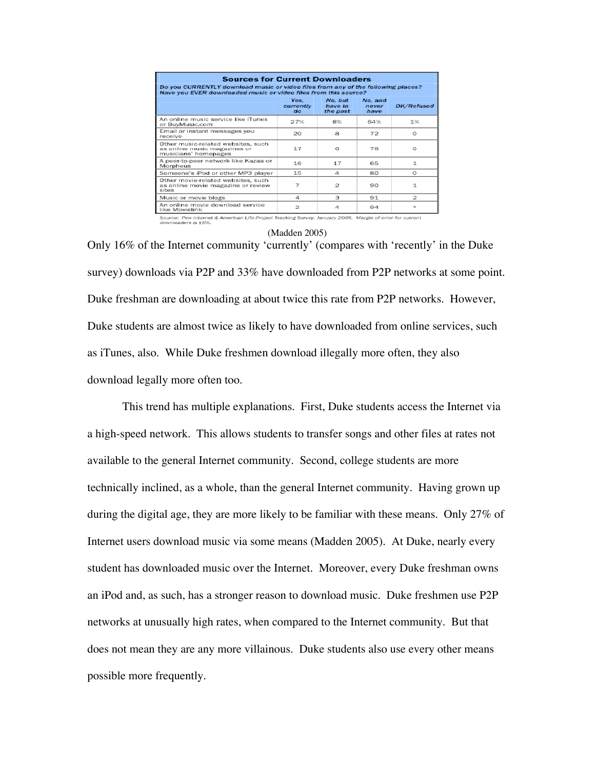| Sources for Current Downloaders<br>Do you CURRENTLY download music or video files from any of the following places? Have you EVER downloaded music or video files from this source? | Yes, currently do | No, but have in the past | No, and never have | DK/Refused |
|---|---|---|---|---|
| An online music service like iTunes or BuyMusic.com | 27% | 8% | 64% | 1% |
| Email or instant messages you receive | 20 | 8 | 72 | 0 |
| Other music-related websites, such as online music magazines or musicians' homepages | 17 | 6 | 78 | 0 |
| A peer-to-peer network like Kazaa or Morpheus | 16 | 17 | 65 | 1 |
| Someone's iPod or other MP3 player | 15 | 4 | 80 | 0 |
| Other movie-related websites, such as online movie magazine or review sites | 7 | 2 | 90 | 1 |
| Music or movie blogs | 4 | 3 | 91 | 2 |
| An online movie download service like Movielink | 2 | 4 | 94 | * |

Source: *Pew Internet & American Life Project Tracking Survey, January 2005. Margin of error for current downloaders is ±6%.*

(Madden 2005)

Only 16% of the Internet community 'currently' (compares with 'recently' in the Duke survey) downloads via P2P and 33% have downloaded from P2P networks at some point. Duke freshman are downloading at about twice this rate from P2P networks. However, Duke students are almost twice as likely to have downloaded from online services, such as iTunes, also. While Duke freshmen download illegally more often, they also download legally more often too.

This trend has multiple explanations. First, Duke students access the Internet via a high-speed network. This allows students to transfer songs and other files at rates not available to the general Internet community. Second, college students are more technically inclined, as a whole, than the general Internet community. Having grown up during the digital age, they are more likely to be familiar with these means. Only 27% of Internet users download music via some means (Madden 2005). At Duke, nearly every student has downloaded music over the Internet. Moreover, every Duke freshman owns an iPod and, as such, has a stronger reason to download music. Duke freshmen use P2P networks at unusually high rates, when compared to the Internet community. But that does not mean they are any more villainous. Duke students also use every other means possible more frequently.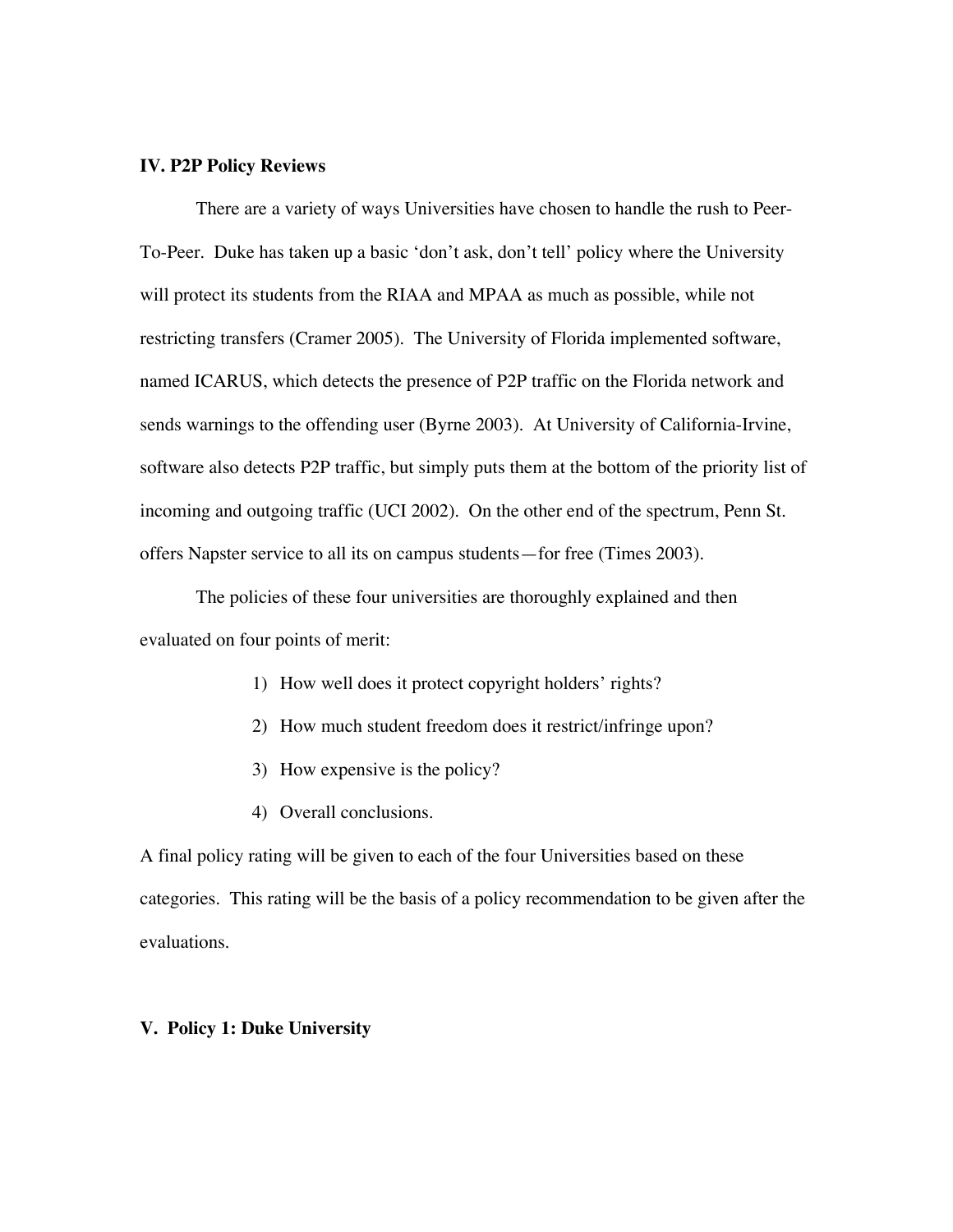## IV. P2P Policy Reviews

There are a variety of ways Universities have chosen to handle the rush to Peer-To-Peer. Duke has taken up a basic 'don't ask, don't tell' policy where the University will protect its students from the RIAA and MPAA as much as possible, while not restricting transfers (Cramer 2005). The University of Florida implemented software, named ICARUS, which detects the presence of P2P traffic on the Florida network and sends warnings to the offending user (Byrne 2003). At University of California-Irvine, software also detects P2P traffic, but simply puts them at the bottom of the priority list of incoming and outgoing traffic (UCI 2002). On the other end of the spectrum, Penn St. offers Napster service to all its on campus students—for free (Times 2003).

The policies of these four universities are thoroughly explained and then evaluated on four points of merit:

1) How well does it protect copyright holders' rights?
2) How much student freedom does it restrict/infringe upon?
3) How expensive is the policy?
4) Overall conclusions.

A final policy rating will be given to each of the four Universities based on these categories. This rating will be the basis of a policy recommendation to be given after the evaluations.

## V. Policy 1: Duke University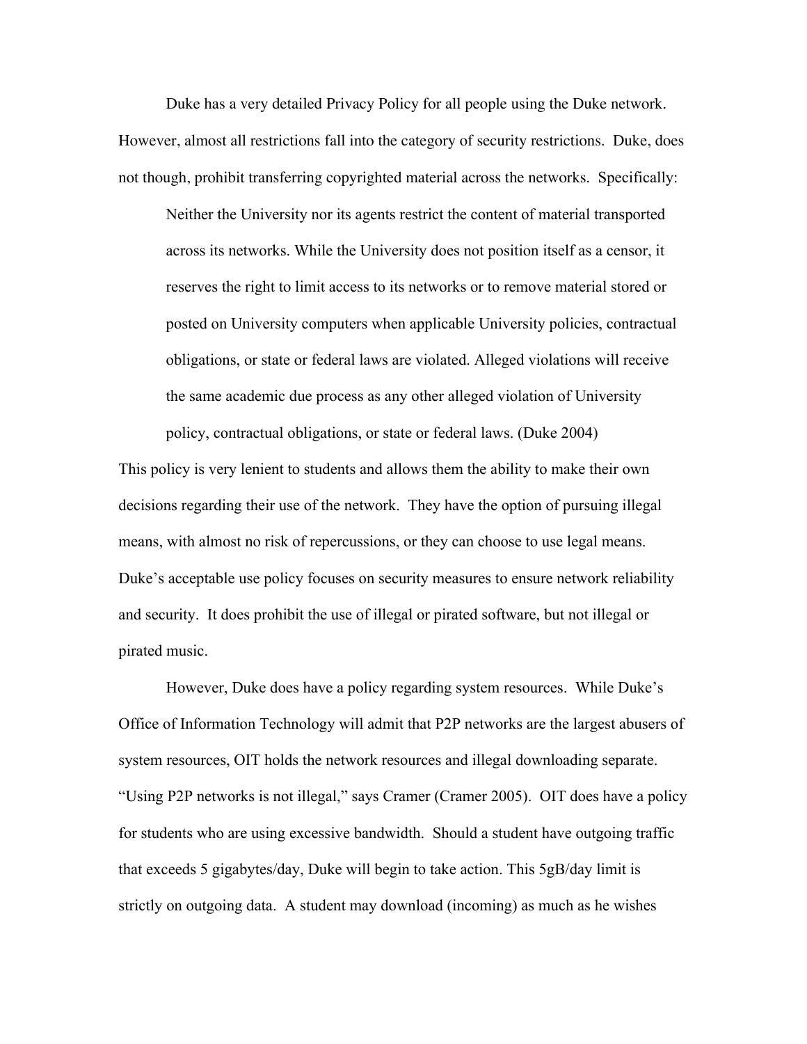Duke has a very detailed Privacy Policy for all people using the Duke network. However, almost all restrictions fall into the category of security restrictions. Duke, does not though, prohibit transferring copyrighted material across the networks. Specifically:

> Neither the University nor its agents restrict the content of material transported across its networks. While the University does not position itself as a censor, it reserves the right to limit access to its networks or to remove material stored or posted on University computers when applicable University policies, contractual obligations, or state or federal laws are violated. Alleged violations will receive the same academic due process as any other alleged violation of University policy, contractual obligations, or state or federal laws. (Duke 2004)

This policy is very lenient to students and allows them the ability to make their own decisions regarding their use of the network. They have the option of pursuing illegal means, with almost no risk of repercussions, or they can choose to use legal means. Duke's acceptable use policy focuses on security measures to ensure network reliability and security. It does prohibit the use of illegal or pirated software, but not illegal or pirated music.

However, Duke does have a policy regarding system resources. While Duke's Office of Information Technology will admit that P2P networks are the largest abusers of system resources, OIT holds the network resources and illegal downloading separate. "Using P2P networks is not illegal," says Cramer (Cramer 2005). OIT does have a policy for students who are using excessive bandwidth. Should a student have outgoing traffic that exceeds 5 gigabytes/day, Duke will begin to take action. This 5gB/day limit is strictly on outgoing data. A student may download (incoming) as much as he wishes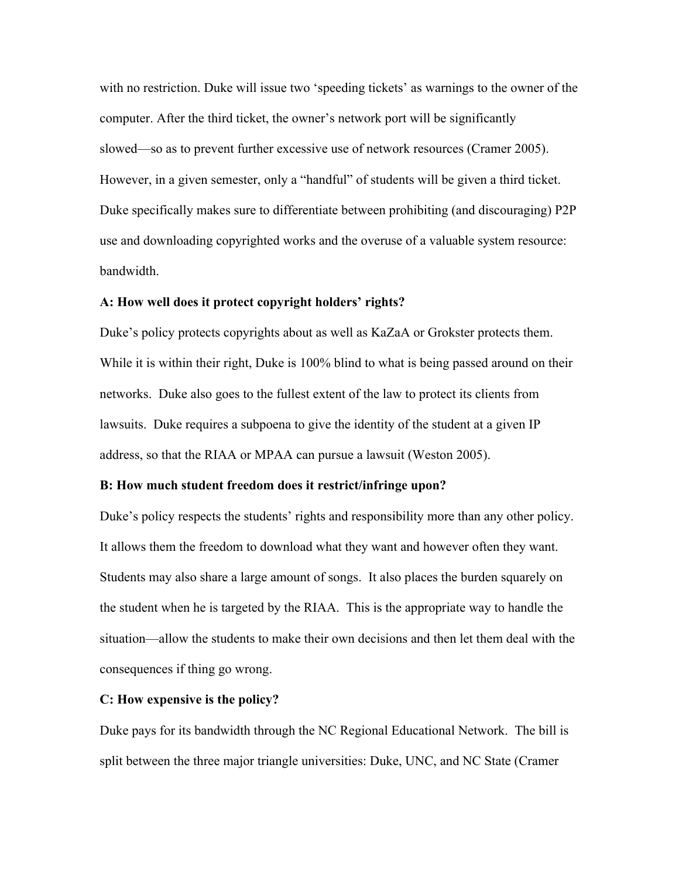with no restriction. Duke will issue two 'speeding tickets' as warnings to the owner of the computer. After the third ticket, the owner's network port will be significantly slowed—so as to prevent further excessive use of network resources (Cramer 2005). However, in a given semester, only a "handful" of students will be given a third ticket. Duke specifically makes sure to differentiate between prohibiting (and discouraging) P2P use and downloading copyrighted works and the overuse of a valuable system resource: bandwidth.

**A: How well does it protect copyright holders' rights?**

Duke's policy protects copyrights about as well as KaZaA or Grokster protects them. While it is within their right, Duke is 100% blind to what is being passed around on their networks. Duke also goes to the fullest extent of the law to protect its clients from lawsuits. Duke requires a subpoena to give the identity of the student at a given IP address, so that the RIAA or MPAA can pursue a lawsuit (Weston 2005).

**B: How much student freedom does it restrict/infringe upon?**

Duke's policy respects the students' rights and responsibility more than any other policy. It allows them the freedom to download what they want and however often they want. Students may also share a large amount of songs. It also places the burden squarely on the student when he is targeted by the RIAA. This is the appropriate way to handle the situation—allow the students to make their own decisions and then let them deal with the consequences if thing go wrong.

**C: How expensive is the policy?**

Duke pays for its bandwidth through the NC Regional Educational Network. The bill is split between the three major triangle universities: Duke, UNC, and NC State (Cramer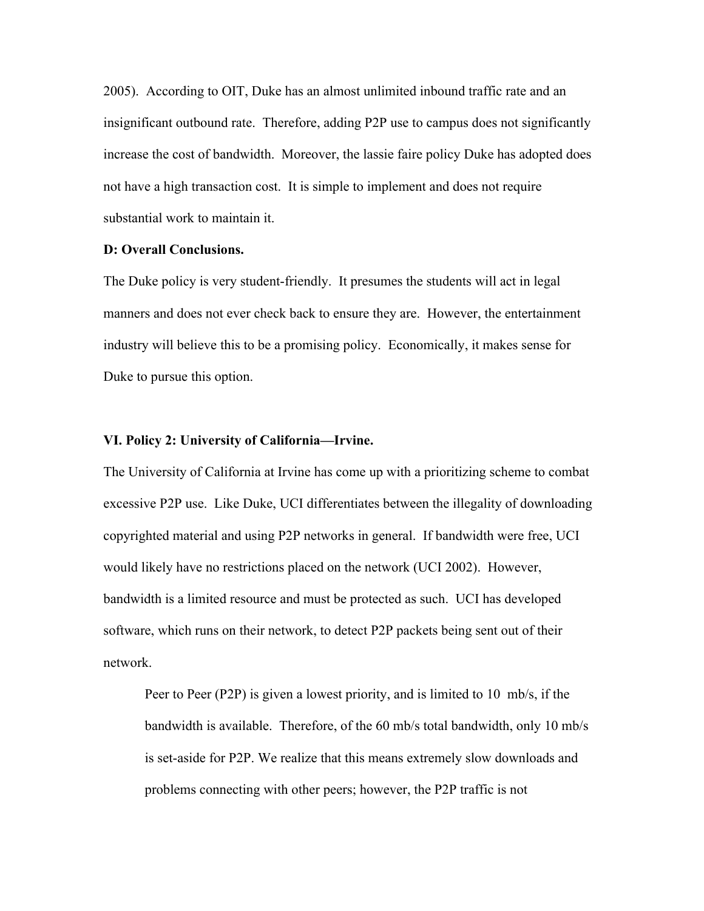2005). According to OIT, Duke has an almost unlimited inbound traffic rate and an insignificant outbound rate. Therefore, adding P2P use to campus does not significantly increase the cost of bandwidth. Moreover, the lassie faire policy Duke has adopted does not have a high transaction cost. It is simple to implement and does not require substantial work to maintain it.

**D: Overall Conclusions.**

The Duke policy is very student-friendly. It presumes the students will act in legal manners and does not ever check back to ensure they are. However, the entertainment industry will believe this to be a promising policy. Economically, it makes sense for Duke to pursue this option.

## VI. Policy 2: University of California—Irvine.

The University of California at Irvine has come up with a prioritizing scheme to combat excessive P2P use. Like Duke, UCI differentiates between the illegality of downloading copyrighted material and using P2P networks in general. If bandwidth were free, UCI would likely have no restrictions placed on the network (UCI 2002). However, bandwidth is a limited resource and must be protected as such. UCI has developed software, which runs on their network, to detect P2P packets being sent out of their network.

> Peer to Peer (P2P) is given a lowest priority, and is limited to 10 mb/s, if the bandwidth is available. Therefore, of the 60 mb/s total bandwidth, only 10 mb/s is set-aside for P2P. We realize that this means extremely slow downloads and problems connecting with other peers; however, the P2P traffic is not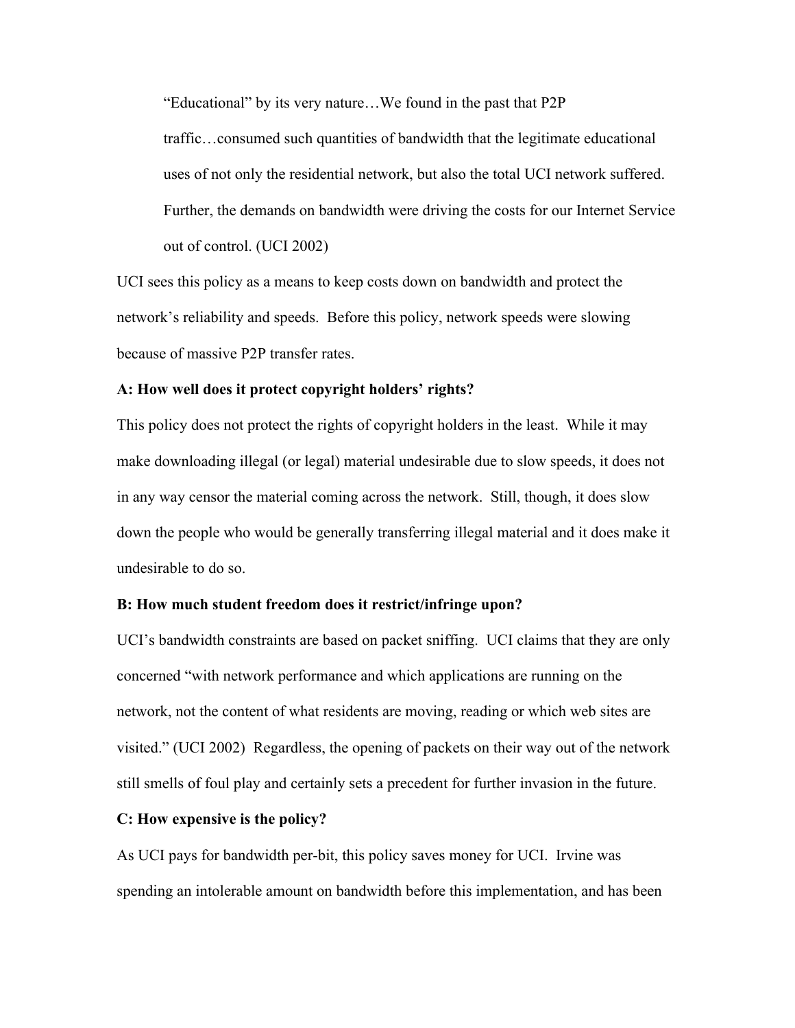> "Educational" by its very nature…We found in the past that P2P traffic…consumed such quantities of bandwidth that the legitimate educational uses of not only the residential network, but also the total UCI network suffered. Further, the demands on bandwidth were driving the costs for our Internet Service out of control. (UCI 2002)

UCI sees this policy as a means to keep costs down on bandwidth and protect the network's reliability and speeds. Before this policy, network speeds were slowing because of massive P2P transfer rates.

**A: How well does it protect copyright holders' rights?**

This policy does not protect the rights of copyright holders in the least. While it may make downloading illegal (or legal) material undesirable due to slow speeds, it does not in any way censor the material coming across the network. Still, though, it does slow down the people who would be generally transferring illegal material and it does make it undesirable to do so.

**B: How much student freedom does it restrict/infringe upon?**

UCI's bandwidth constraints are based on packet sniffing. UCI claims that they are only concerned "with network performance and which applications are running on the network, not the content of what residents are moving, reading or which web sites are visited." (UCI 2002) Regardless, the opening of packets on their way out of the network still smells of foul play and certainly sets a precedent for further invasion in the future.

**C: How expensive is the policy?**

As UCI pays for bandwidth per-bit, this policy saves money for UCI. Irvine was spending an intolerable amount on bandwidth before this implementation, and has been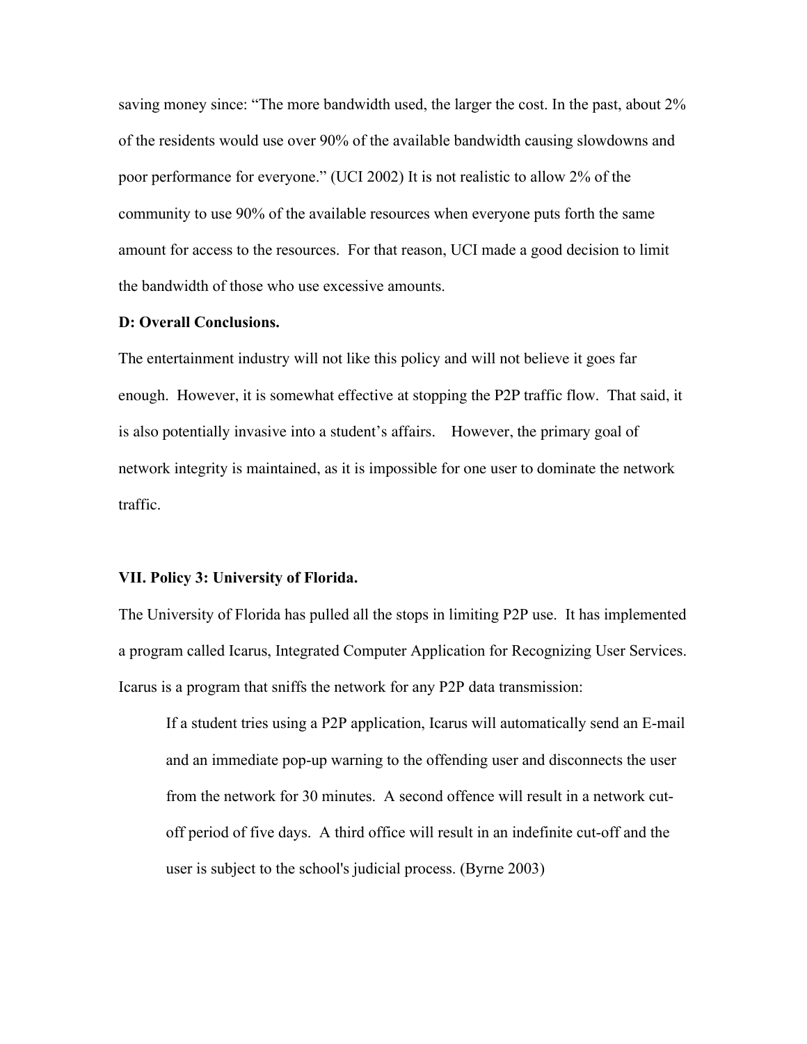saving money since: "The more bandwidth used, the larger the cost. In the past, about 2% of the residents would use over 90% of the available bandwidth causing slowdowns and poor performance for everyone." (UCI 2002) It is not realistic to allow 2% of the community to use 90% of the available resources when everyone puts forth the same amount for access to the resources. For that reason, UCI made a good decision to limit the bandwidth of those who use excessive amounts.

**D: Overall Conclusions.**

The entertainment industry will not like this policy and will not believe it goes far enough. However, it is somewhat effective at stopping the P2P traffic flow. That said, it is also potentially invasive into a student's affairs. However, the primary goal of network integrity is maintained, as it is impossible for one user to dominate the network traffic.

**VII. Policy 3: University of Florida.**

The University of Florida has pulled all the stops in limiting P2P use. It has implemented a program called Icarus, Integrated Computer Application for Recognizing User Services. Icarus is a program that sniffs the network for any P2P data transmission:

> If a student tries using a P2P application, Icarus will automatically send an E-mail and an immediate pop-up warning to the offending user and disconnects the user from the network for 30 minutes. A second offence will result in a network cut-off period of five days. A third office will result in an indefinite cut-off and the user is subject to the school's judicial process. (Byrne 2003)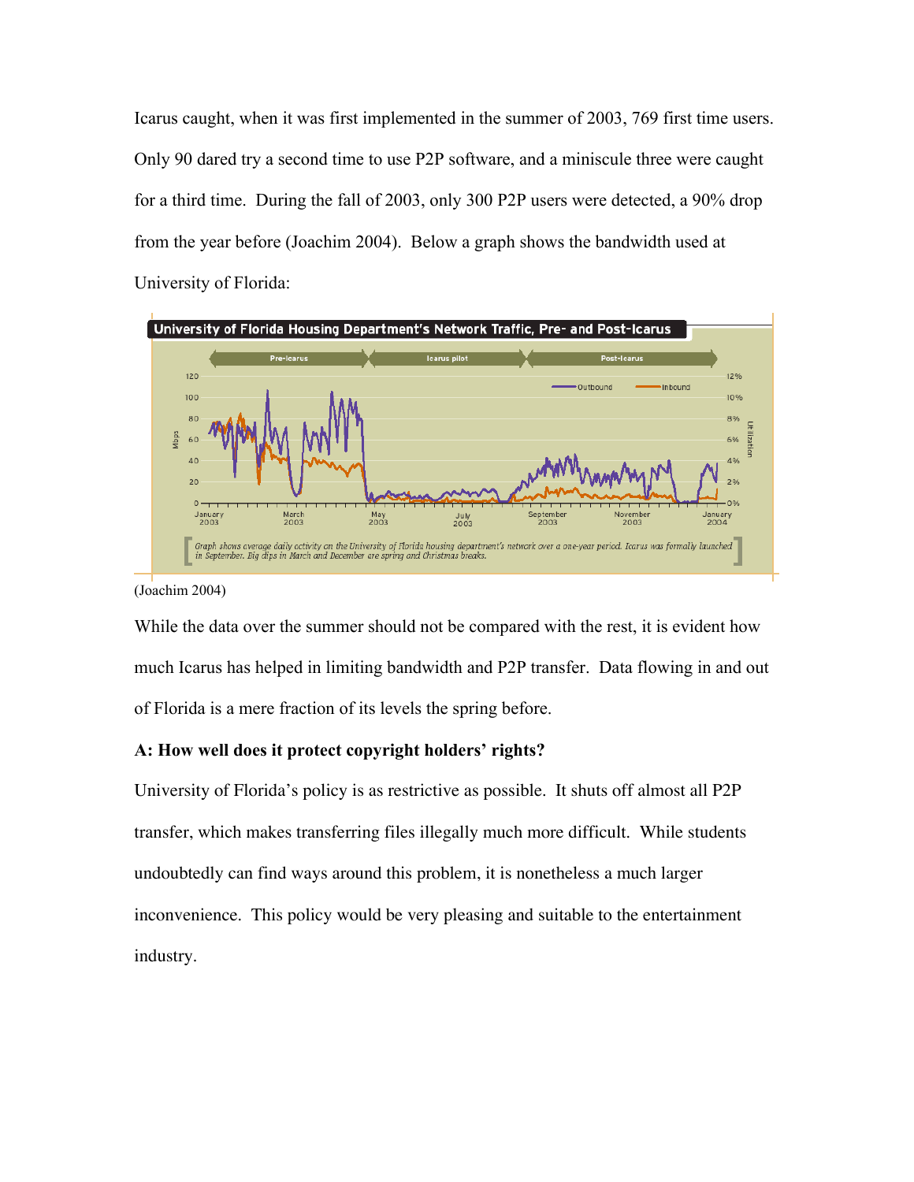Icarus caught, when it was first implemented in the summer of 2003, 769 first time users. Only 90 dared try a second time to use P2P software, and a miniscule three were caught for a third time. During the fall of 2003, only 300 P2P users were detected, a 90% drop from the year before (Joachim 2004). Below a graph shows the bandwidth used at University of Florida:

University of Florida Housing Department's Network Traffic, Pre- and Post-Icarus

Graph shows average daily activity on the University of Florida housing department's network over a one-year period. Icarus was formally launched in September. Big dips in March and December are spring and Christmas breaks.

(Joachim 2004)

While the data over the summer should not be compared with the rest, it is evident how much Icarus has helped in limiting bandwidth and P2P transfer. Data flowing in and out of Florida is a mere fraction of its levels the spring before.

**A: How well does it protect copyright holders' rights?**

University of Florida's policy is as restrictive as possible. It shuts off almost all P2P transfer, which makes transferring files illegally much more difficult. While students undoubtedly can find ways around this problem, it is nonetheless a much larger inconvenience. This policy would be very pleasing and suitable to the entertainment industry.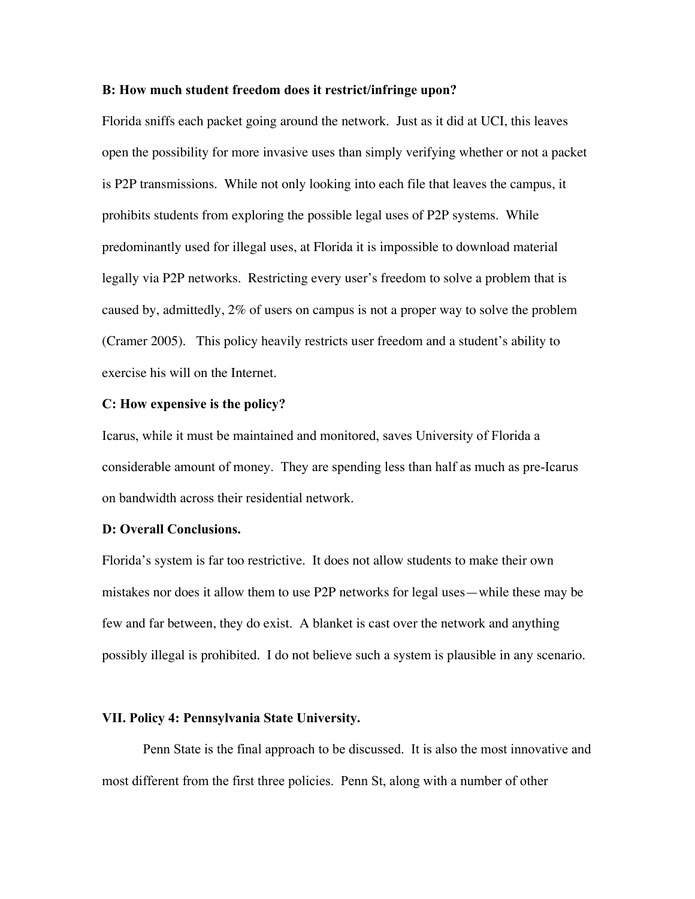**B: How much student freedom does it restrict/infringe upon?**

Florida sniffs each packet going around the network. Just as it did at UCI, this leaves open the possibility for more invasive uses than simply verifying whether or not a packet is P2P transmissions. While not only looking into each file that leaves the campus, it prohibits students from exploring the possible legal uses of P2P systems. While predominantly used for illegal uses, at Florida it is impossible to download material legally via P2P networks. Restricting every user's freedom to solve a problem that is caused by, admittedly, 2% of users on campus is not a proper way to solve the problem (Cramer 2005). This policy heavily restricts user freedom and a student's ability to exercise his will on the Internet.

**C: How expensive is the policy?**

Icarus, while it must be maintained and monitored, saves University of Florida a considerable amount of money. They are spending less than half as much as pre-Icarus on bandwidth across their residential network.

**D: Overall Conclusions.**

Florida's system is far too restrictive. It does not allow students to make their own mistakes nor does it allow them to use P2P networks for legal uses—while these may be few and far between, they do exist. A blanket is cast over the network and anything possibly illegal is prohibited. I do not believe such a system is plausible in any scenario.

## VII. Policy 4: Pennsylvania State University.

Penn State is the final approach to be discussed. It is also the most innovative and most different from the first three policies. Penn St, along with a number of other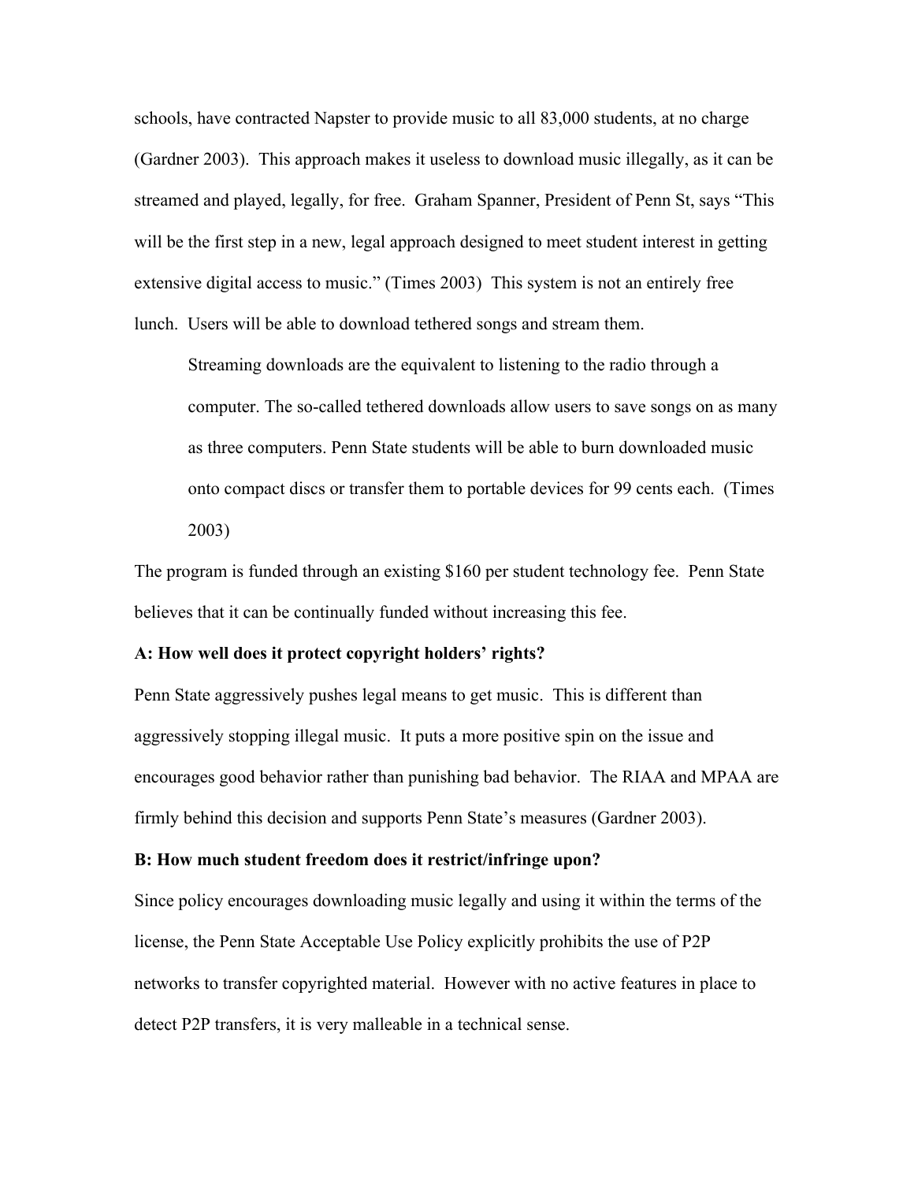schools, have contracted Napster to provide music to all 83,000 students, at no charge (Gardner 2003). This approach makes it useless to download music illegally, as it can be streamed and played, legally, for free. Graham Spanner, President of Penn St, says "This will be the first step in a new, legal approach designed to meet student interest in getting extensive digital access to music." (Times 2003) This system is not an entirely free lunch. Users will be able to download tethered songs and stream them.

> Streaming downloads are the equivalent to listening to the radio through a computer. The so-called tethered downloads allow users to save songs on as many as three computers. Penn State students will be able to burn downloaded music onto compact discs or transfer them to portable devices for 99 cents each. (Times 2003)

The program is funded through an existing $160 per student technology fee. Penn State believes that it can be continually funded without increasing this fee.

**A: How well does it protect copyright holders' rights?**

Penn State aggressively pushes legal means to get music. This is different than aggressively stopping illegal music. It puts a more positive spin on the issue and encourages good behavior rather than punishing bad behavior. The RIAA and MPAA are firmly behind this decision and supports Penn State's measures (Gardner 2003).

**B: How much student freedom does it restrict/infringe upon?**

Since policy encourages downloading music legally and using it within the terms of the license, the Penn State Acceptable Use Policy explicitly prohibits the use of P2P networks to transfer copyrighted material. However with no active features in place to detect P2P transfers, it is very malleable in a technical sense.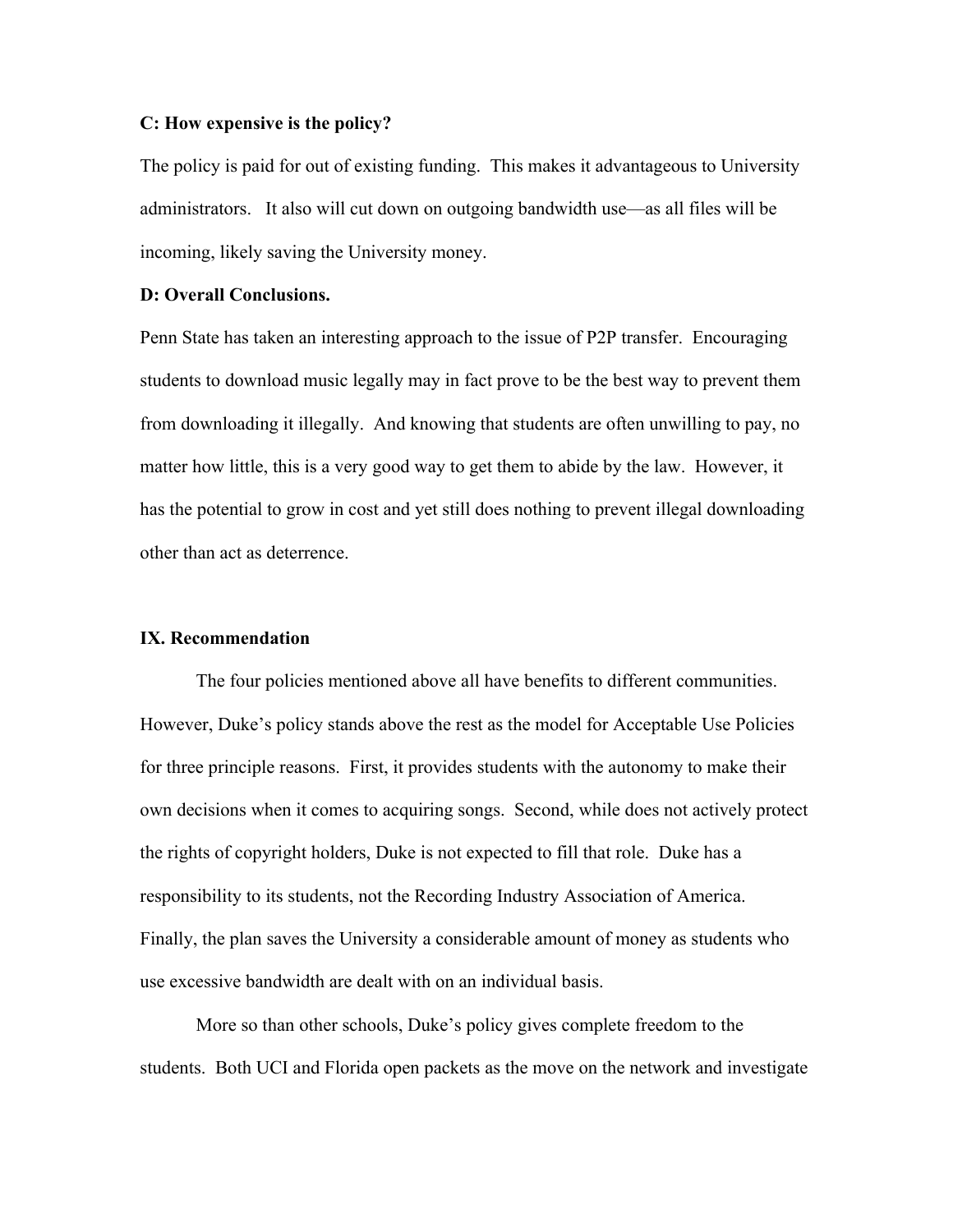**C: How expensive is the policy?**

The policy is paid for out of existing funding. This makes it advantageous to University administrators. It also will cut down on outgoing bandwidth use—as all files will be incoming, likely saving the University money.

**D: Overall Conclusions.**

Penn State has taken an interesting approach to the issue of P2P transfer. Encouraging students to download music legally may in fact prove to be the best way to prevent them from downloading it illegally. And knowing that students are often unwilling to pay, no matter how little, this is a very good way to get them to abide by the law. However, it has the potential to grow in cost and yet still does nothing to prevent illegal downloading other than act as deterrence.

## IX. Recommendation

The four policies mentioned above all have benefits to different communities. However, Duke's policy stands above the rest as the model for Acceptable Use Policies for three principle reasons. First, it provides students with the autonomy to make their own decisions when it comes to acquiring songs. Second, while does not actively protect the rights of copyright holders, Duke is not expected to fill that role. Duke has a responsibility to its students, not the Recording Industry Association of America. Finally, the plan saves the University a considerable amount of money as students who use excessive bandwidth are dealt with on an individual basis.

More so than other schools, Duke's policy gives complete freedom to the students. Both UCI and Florida open packets as the move on the network and investigate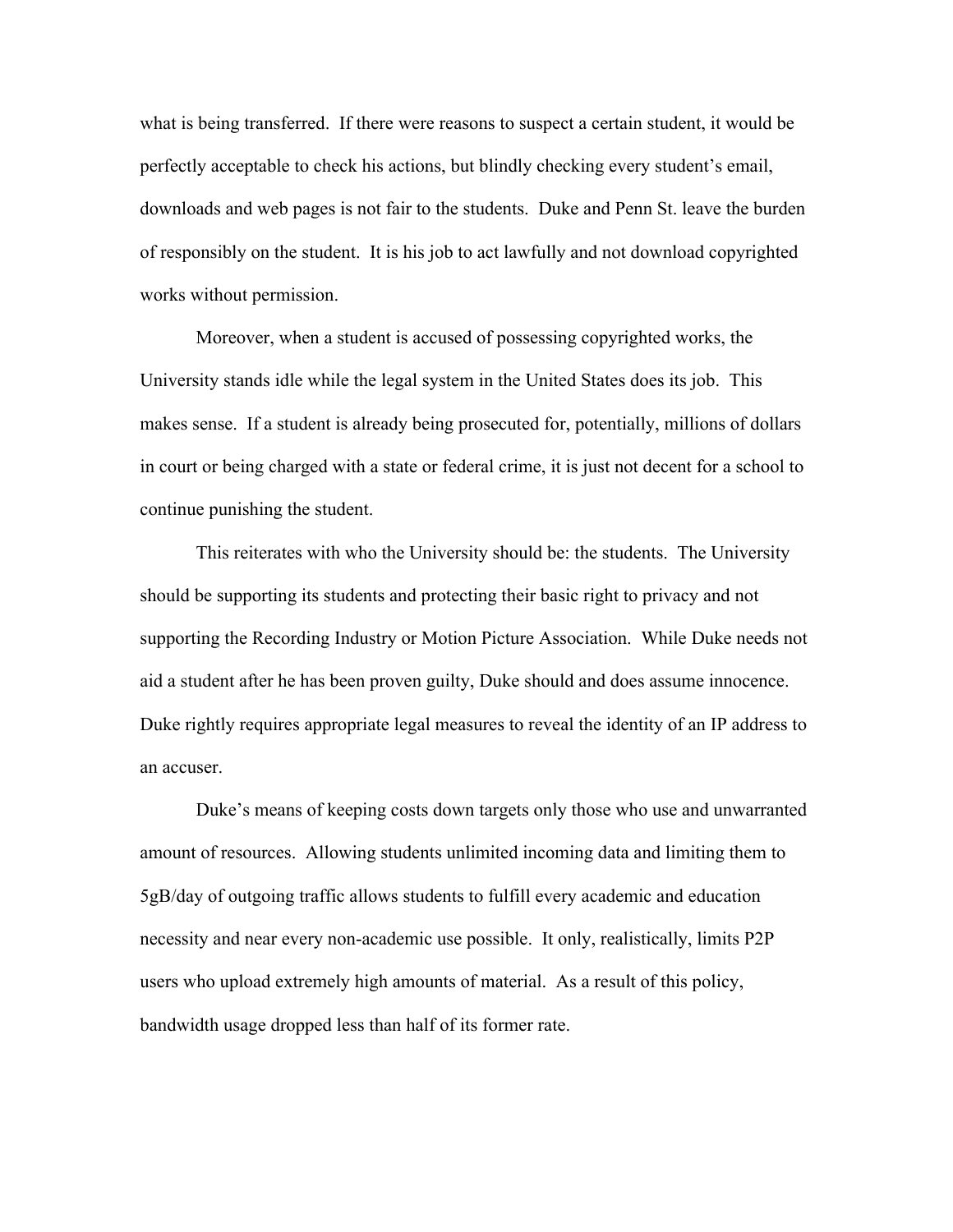what is being transferred. If there were reasons to suspect a certain student, it would be perfectly acceptable to check his actions, but blindly checking every student's email, downloads and web pages is not fair to the students. Duke and Penn St. leave the burden of responsibly on the student. It is his job to act lawfully and not download copyrighted works without permission.

Moreover, when a student is accused of possessing copyrighted works, the University stands idle while the legal system in the United States does its job. This makes sense. If a student is already being prosecuted for, potentially, millions of dollars in court or being charged with a state or federal crime, it is just not decent for a school to continue punishing the student.

This reiterates with who the University should be: the students. The University should be supporting its students and protecting their basic right to privacy and not supporting the Recording Industry or Motion Picture Association. While Duke needs not aid a student after he has been proven guilty, Duke should and does assume innocence. Duke rightly requires appropriate legal measures to reveal the identity of an IP address to an accuser.

Duke's means of keeping costs down targets only those who use and unwarranted amount of resources. Allowing students unlimited incoming data and limiting them to 5gB/day of outgoing traffic allows students to fulfill every academic and education necessity and near every non-academic use possible. It only, realistically, limits P2P users who upload extremely high amounts of material. As a result of this policy, bandwidth usage dropped less than half of its former rate.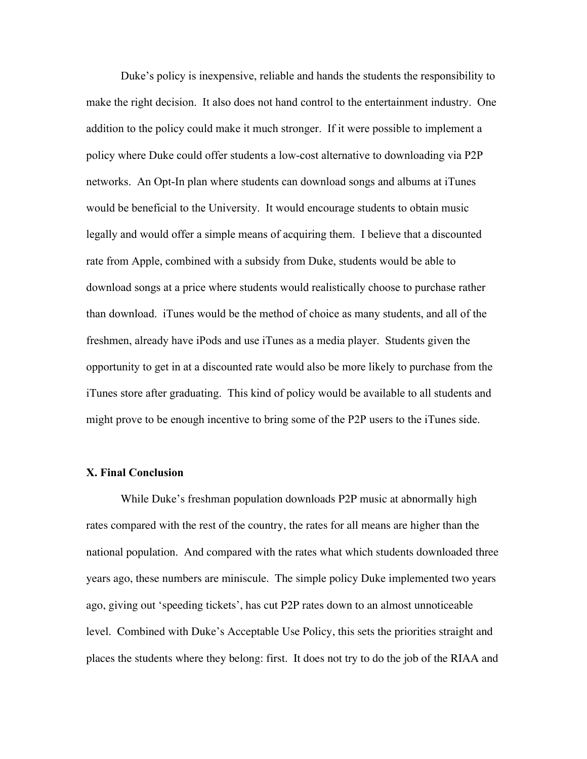Duke's policy is inexpensive, reliable and hands the students the responsibility to make the right decision. It also does not hand control to the entertainment industry. One addition to the policy could make it much stronger. If it were possible to implement a policy where Duke could offer students a low-cost alternative to downloading via P2P networks. An Opt-In plan where students can download songs and albums at iTunes would be beneficial to the University. It would encourage students to obtain music legally and would offer a simple means of acquiring them. I believe that a discounted rate from Apple, combined with a subsidy from Duke, students would be able to download songs at a price where students would realistically choose to purchase rather than download. iTunes would be the method of choice as many students, and all of the freshmen, already have iPods and use iTunes as a media player. Students given the opportunity to get in at a discounted rate would also be more likely to purchase from the iTunes store after graduating. This kind of policy would be available to all students and might prove to be enough incentive to bring some of the P2P users to the iTunes side.

### X. Final Conclusion

While Duke's freshman population downloads P2P music at abnormally high rates compared with the rest of the country, the rates for all means are higher than the national population. And compared with the rates what which students downloaded three years ago, these numbers are miniscule. The simple policy Duke implemented two years ago, giving out 'speeding tickets', has cut P2P rates down to an almost unnoticeable level. Combined with Duke's Acceptable Use Policy, this sets the priorities straight and places the students where they belong: first. It does not try to do the job of the RIAA and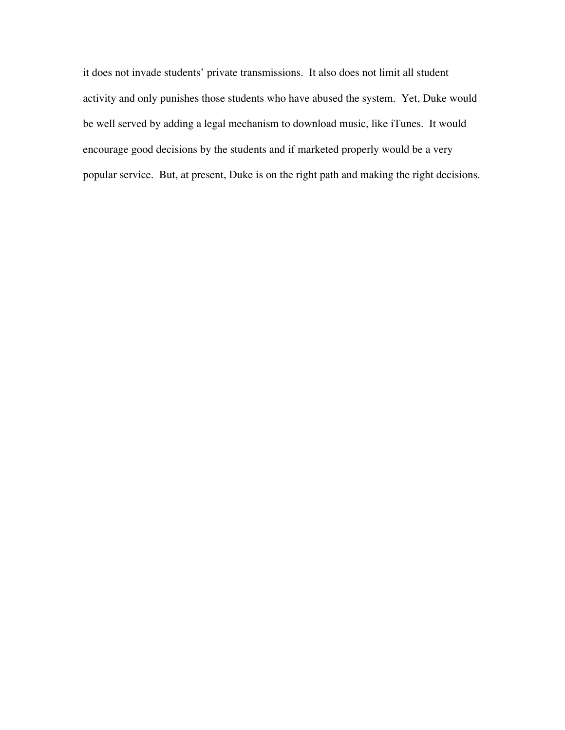it does not invade students' private transmissions. It also does not limit all student activity and only punishes those students who have abused the system. Yet, Duke would be well served by adding a legal mechanism to download music, like iTunes. It would encourage good decisions by the students and if marketed properly would be a very popular service. But, at present, Duke is on the right path and making the right decisions.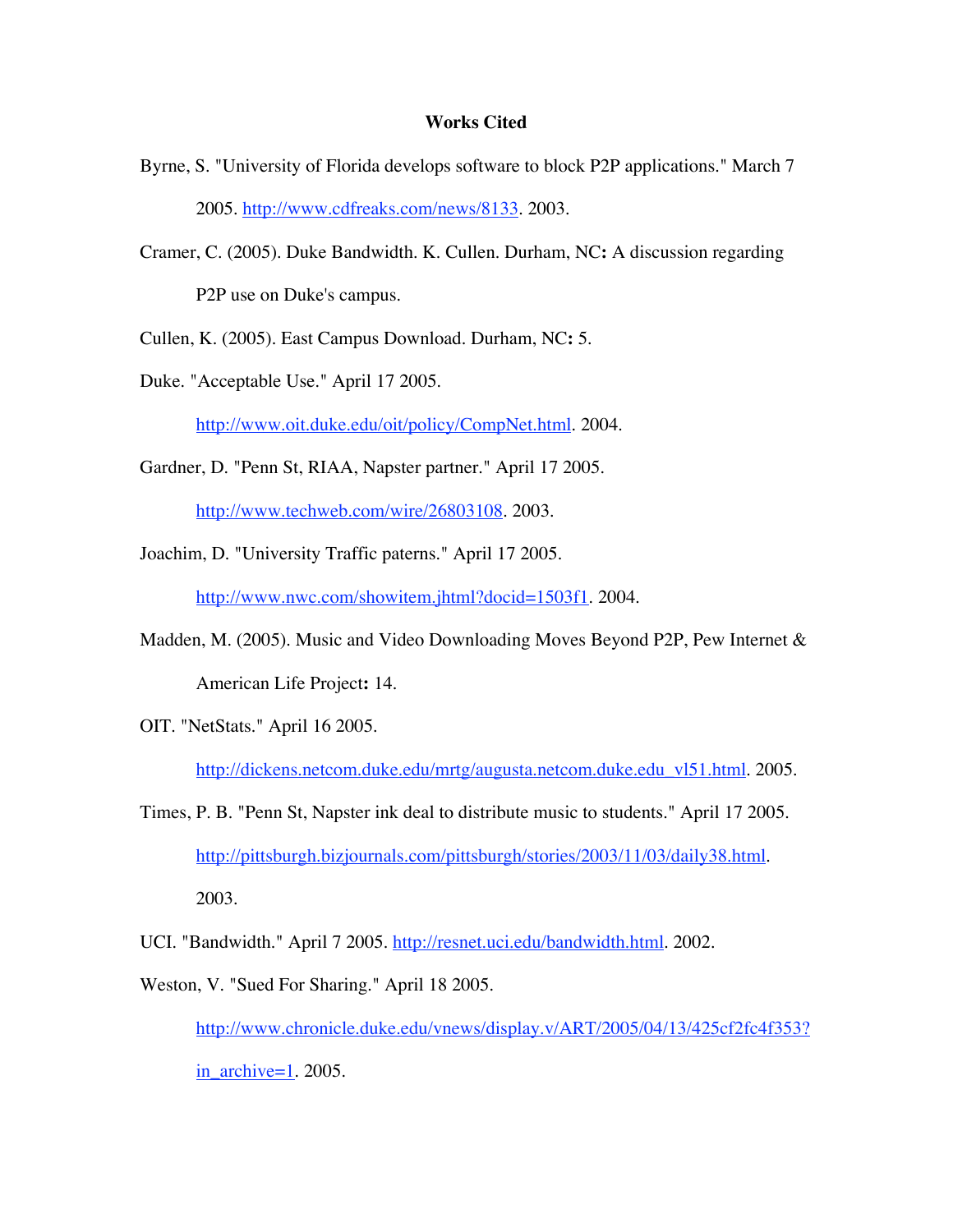# Works Cited

Byrne, S. "University of Florida develops software to block P2P applications." March 7 2005. http://www.cdfreaks.com/news/8133. 2003.

Cramer, C. (2005). Duke Bandwidth. K. Cullen. Durham, NC**:** A discussion regarding P2P use on Duke's campus.

Cullen, K. (2005). East Campus Download. Durham, NC**:** 5.

Duke. "Acceptable Use." April 17 2005. http://www.oit.duke.edu/oit/policy/CompNet.html. 2004.

Gardner, D. "Penn St, RIAA, Napster partner." April 17 2005. http://www.techweb.com/wire/26803108. 2003.

Joachim, D. "University Traffic paterns." April 17 2005. http://www.nwc.com/showitem.jhtml?docid=1503f1. 2004.

Madden, M. (2005). Music and Video Downloading Moves Beyond P2P, Pew Internet & American Life Project**:** 14.

OIT. "NetStats." April 16 2005. http://dickens.netcom.duke.edu/mrtg/augusta.netcom.duke.edu_vl51.html. 2005.

Times, P. B. "Penn St, Napster ink deal to distribute music to students." April 17 2005. http://pittsburgh.bizjournals.com/pittsburgh/stories/2003/11/03/daily38.html. 2003.

UCI. "Bandwidth." April 7 2005. http://resnet.uci.edu/bandwidth.html. 2002.

Weston, V. "Sued For Sharing." April 18 2005. http://www.chronicle.duke.edu/vnews/display.v/ART/2005/04/13/425cf2fc4f353?in_archive=1. 2005.